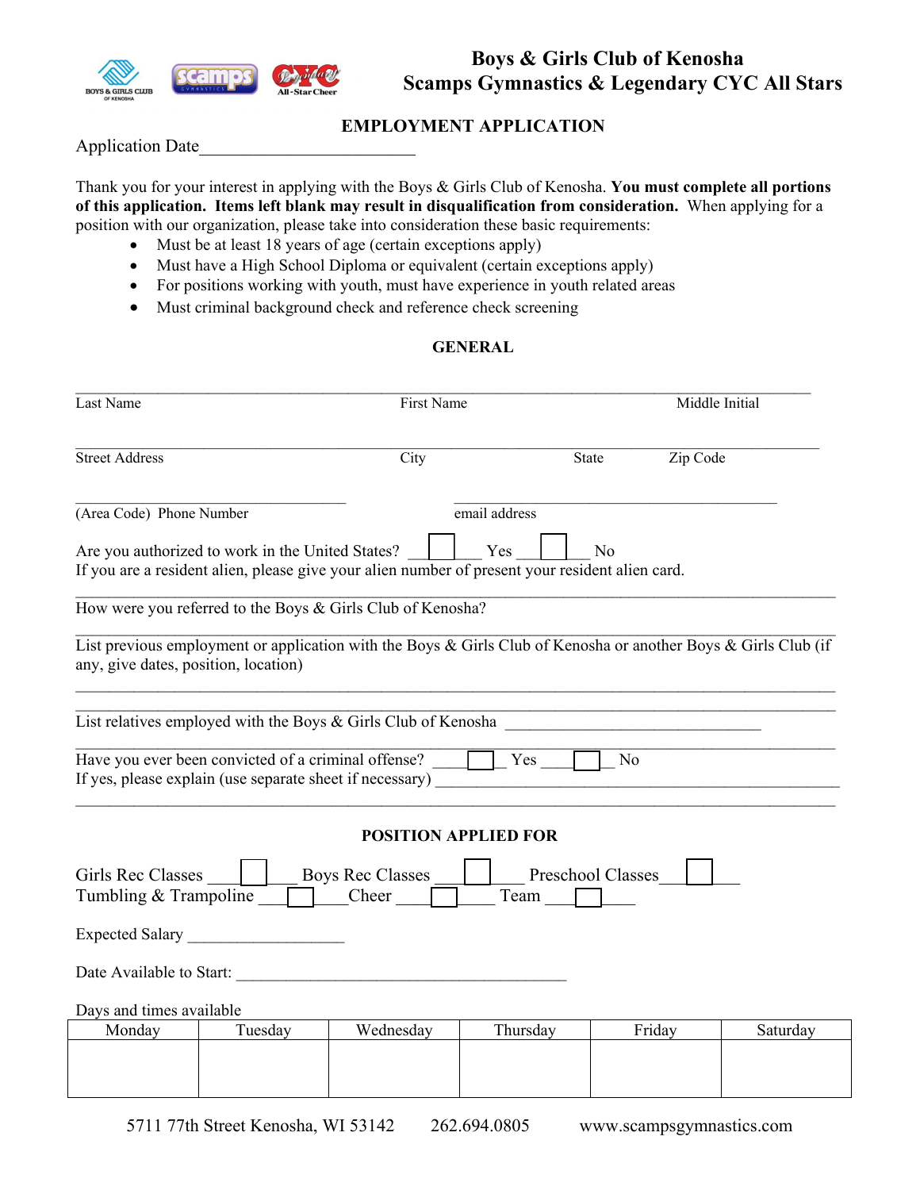# Boys & Girls Club of Kenosha
# Scamps Gymnastics & Legendary CYC All Stars

## EMPLOYMENT APPLICATION

Application Date________________________

Thank you for your interest in applying with the Boys & Girls Club of Kenosha. **You must complete all portions of this application. Items left blank may result in disqualification from consideration.** When applying for a position with our organization, please take into consideration these basic requirements:

- Must be at least 18 years of age (certain exceptions apply)
- Must have a High School Diploma or equivalent (certain exceptions apply)
- For positions working with youth, must have experience in youth related areas
- Must criminal background check and reference check screening

### GENERAL

_______________________________________________________________________________

Last Name First Name Middle Initial

_______________________________________________________________________________

Street Address City State Zip Code

______________________________ ____________________________________

(Area Code) Phone Number email address

Are you authorized to work in the United States? ☐ Yes ☐ No

If you are a resident alien, please give your alien number of present your resident alien card.

_______________________________________________________________________________

How were you referred to the Boys & Girls Club of Kenosha?

_______________________________________________________________________________

List previous employment or application with the Boys & Girls Club of Kenosha or another Boys & Girls Club (if any, give dates, position, location)

_______________________________________________________________________________

_______________________________________________________________________________

List relatives employed with the Boys & Girls Club of Kenosha ____________________________

_______________________________________________________________________________

Have you ever been convicted of a criminal offense? ☐ Yes ☐ No

If yes, please explain (use separate sheet if necessary) ____________________________________

_______________________________________________________________________________

### POSITION APPLIED FOR

Girls Rec Classes ☐ Boys Rec Classes ☐ Preschool Classes ☐

Tumbling & Trampoline ☐ Cheer ☐ Team ☐

Expected Salary __________________

Date Available to Start: ______________________________________

Days and times available

| Monday | Tuesday | Wednesday | Thursday | Friday | Saturday |
|---|---|---|---|---|---|
| | | | | | |

5711 77th Street Kenosha, WI 53142 262.694.0805 www.scampsgymnastics.com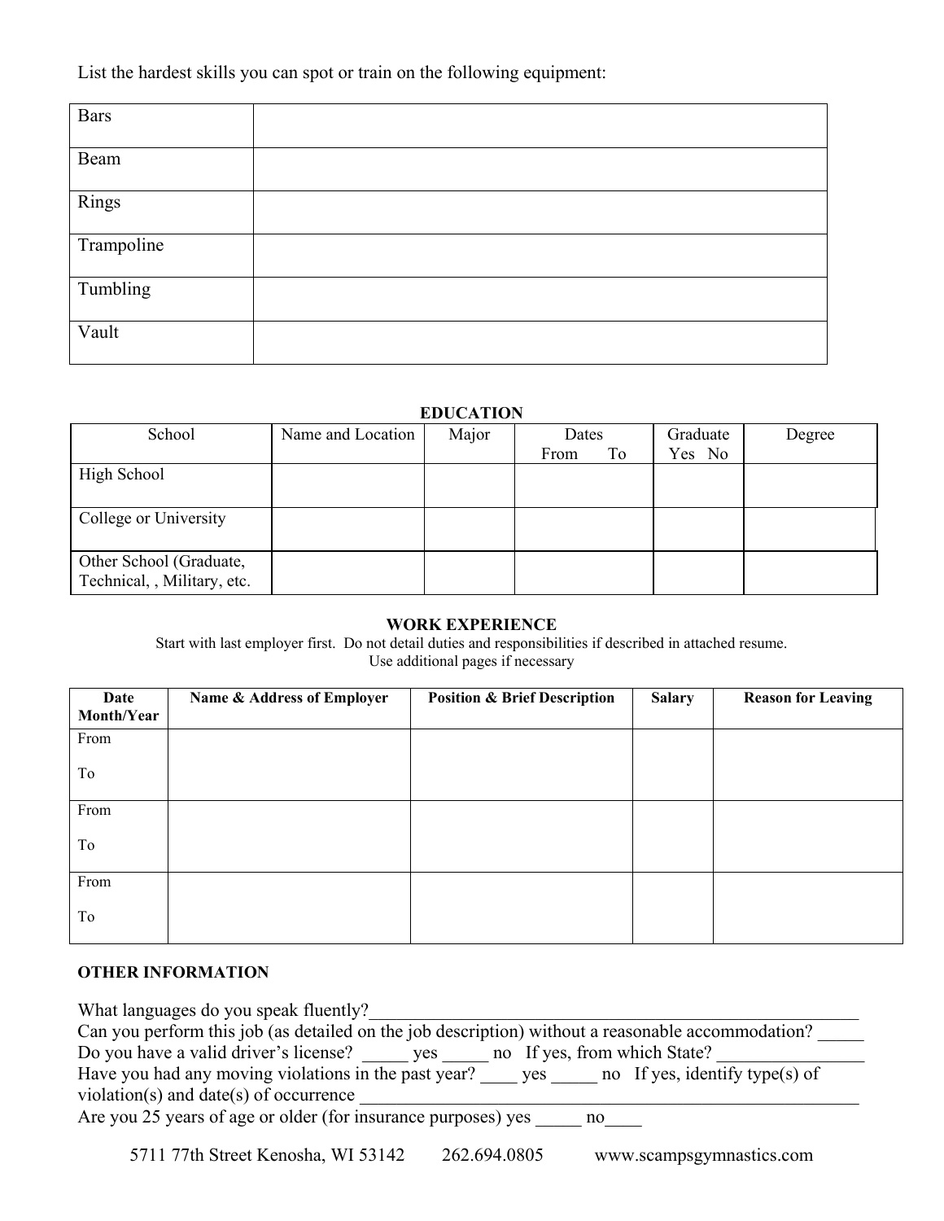List the hardest skills you can spot or train on the following equipment:

| | |
|---|---|
| Bars | |
| Beam | |
| Rings | |
| Trampoline | |
| Tumbling | |
| Vault | |

**EDUCATION**

| School | Name and Location | Major | Dates From To | Graduate Yes No | Degree |
|---|---|---|---|---|---|
| High School | | | | | |
| College or University | | | | | |
| Other School (Graduate, Technical, , Military, etc. | | | | | |

**WORK EXPERIENCE**

Start with last employer first. Do not detail duties and responsibilities if described in attached resume.
Use additional pages if necessary

| Date Month/Year | Name & Address of Employer | Position & Brief Description | Salary | Reason for Leaving |
|---|---|---|---|---|
| From<br>To | | | | |
| From<br>To | | | | |
| From<br>To | | | | |

**OTHER INFORMATION**

What languages do you speak fluently?_______________________________________________________
Can you perform this job (as detailed on the job description) without a reasonable accommodation? _____
Do you have a valid driver's license? _____ yes _____ no If yes, from which State? ________________
Have you had any moving violations in the past year? ____ yes _____ no If yes, identify type(s) of violation(s) and date(s) of occurrence ______________________________________________________
Are you 25 years of age or older (for insurance purposes) yes _____ no____

5711 77th Street Kenosha, WI 53142 262.694.0805 www.scampsgymnastics.com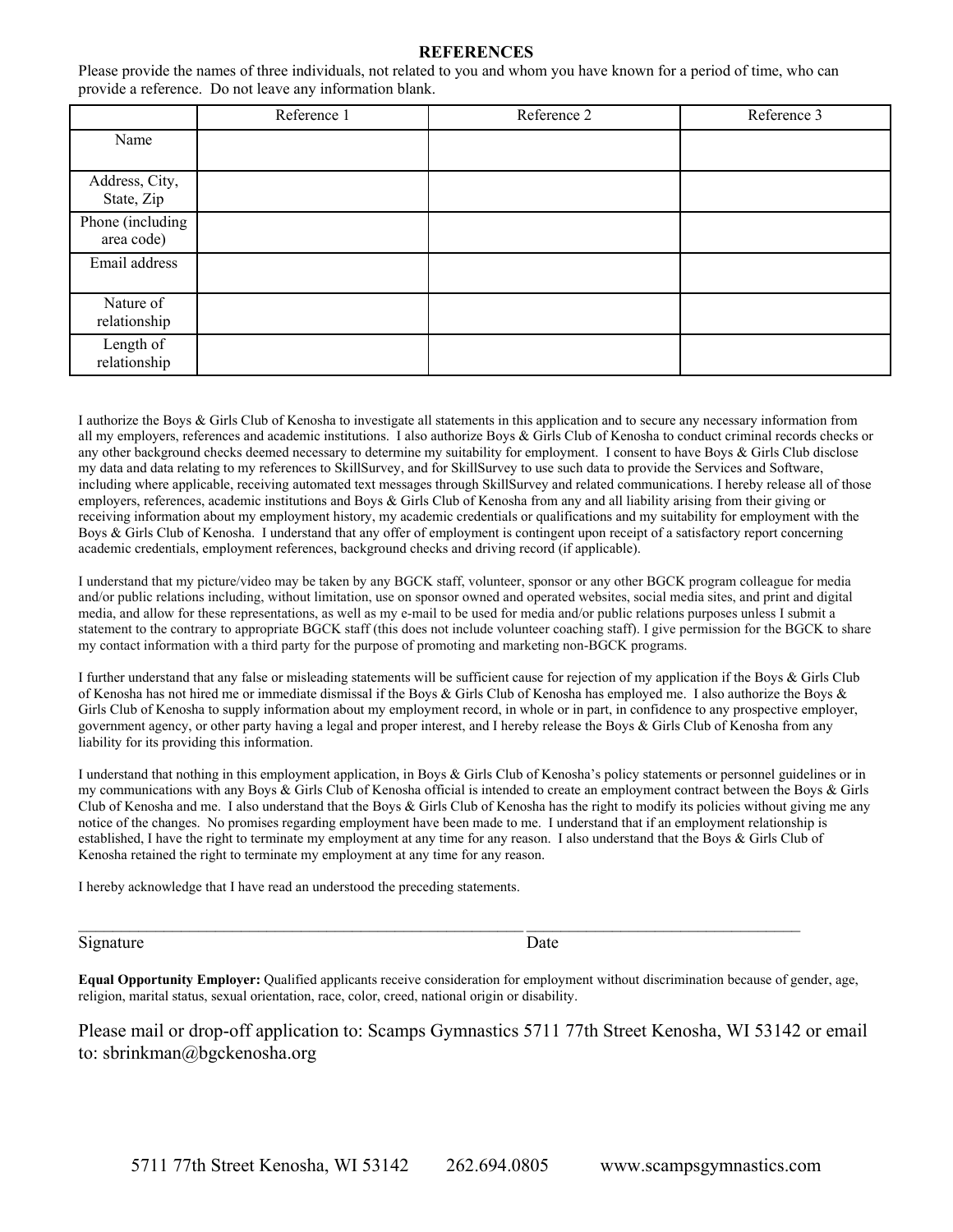## REFERENCES

Please provide the names of three individuals, not related to you and whom you have known for a period of time, who can provide a reference. Do not leave any information blank.

| | Reference 1 | Reference 2 | Reference 3 |
|---|---|---|---|
| Name | | | |
| Address, City, State, Zip | | | |
| Phone (including area code) | | | |
| Email address | | | |
| Nature of relationship | | | |
| Length of relationship | | | |

I authorize the Boys & Girls Club of Kenosha to investigate all statements in this application and to secure any necessary information from all my employers, references and academic institutions. I also authorize Boys & Girls Club of Kenosha to conduct criminal records checks or any other background checks deemed necessary to determine my suitability for employment. I consent to have Boys & Girls Club disclose my data and data relating to my references to SkillSurvey, and for SkillSurvey to use such data to provide the Services and Software, including where applicable, receiving automated text messages through SkillSurvey and related communications. I hereby release all of those employers, references, academic institutions and Boys & Girls Club of Kenosha from any and all liability arising from their giving or receiving information about my employment history, my academic credentials or qualifications and my suitability for employment with the Boys & Girls Club of Kenosha. I understand that any offer of employment is contingent upon receipt of a satisfactory report concerning academic credentials, employment references, background checks and driving record (if applicable).

I understand that my picture/video may be taken by any BGCK staff, volunteer, sponsor or any other BGCK program colleague for media and/or public relations including, without limitation, use on sponsor owned and operated websites, social media sites, and print and digital media, and allow for these representations, as well as my e-mail to be used for media and/or public relations purposes unless I submit a statement to the contrary to appropriate BGCK staff (this does not include volunteer coaching staff). I give permission for the BGCK to share my contact information with a third party for the purpose of promoting and marketing non-BGCK programs.

I further understand that any false or misleading statements will be sufficient cause for rejection of my application if the Boys & Girls Club of Kenosha has not hired me or immediate dismissal if the Boys & Girls Club of Kenosha has employed me. I also authorize the Boys & Girls Club of Kenosha to supply information about my employment record, in whole or in part, in confidence to any prospective employer, government agency, or other party having a legal and proper interest, and I hereby release the Boys & Girls Club of Kenosha from any liability for its providing this information.

I understand that nothing in this employment application, in Boys & Girls Club of Kenosha's policy statements or personnel guidelines or in my communications with any Boys & Girls Club of Kenosha official is intended to create an employment contract between the Boys & Girls Club of Kenosha and me. I also understand that the Boys & Girls Club of Kenosha has the right to modify its policies without giving me any notice of the changes. No promises regarding employment have been made to me. I understand that if an employment relationship is established, I have the right to terminate my employment at any time for any reason. I also understand that the Boys & Girls Club of Kenosha retained the right to terminate my employment at any time for any reason.

I hereby acknowledge that I have read an understood the preceding statements.

_______________________________________________________ _________________________________

Signature Date

**Equal Opportunity Employer:** Qualified applicants receive consideration for employment without discrimination because of gender, age, religion, marital status, sexual orientation, race, color, creed, national origin or disability.

Please mail or drop-off application to: Scamps Gymnastics 5711 77th Street Kenosha, WI 53142 or email to: sbrinkman@bgckenosha.org

5711 77th Street Kenosha, WI 53142 262.694.0805 www.scampsgymnastics.com